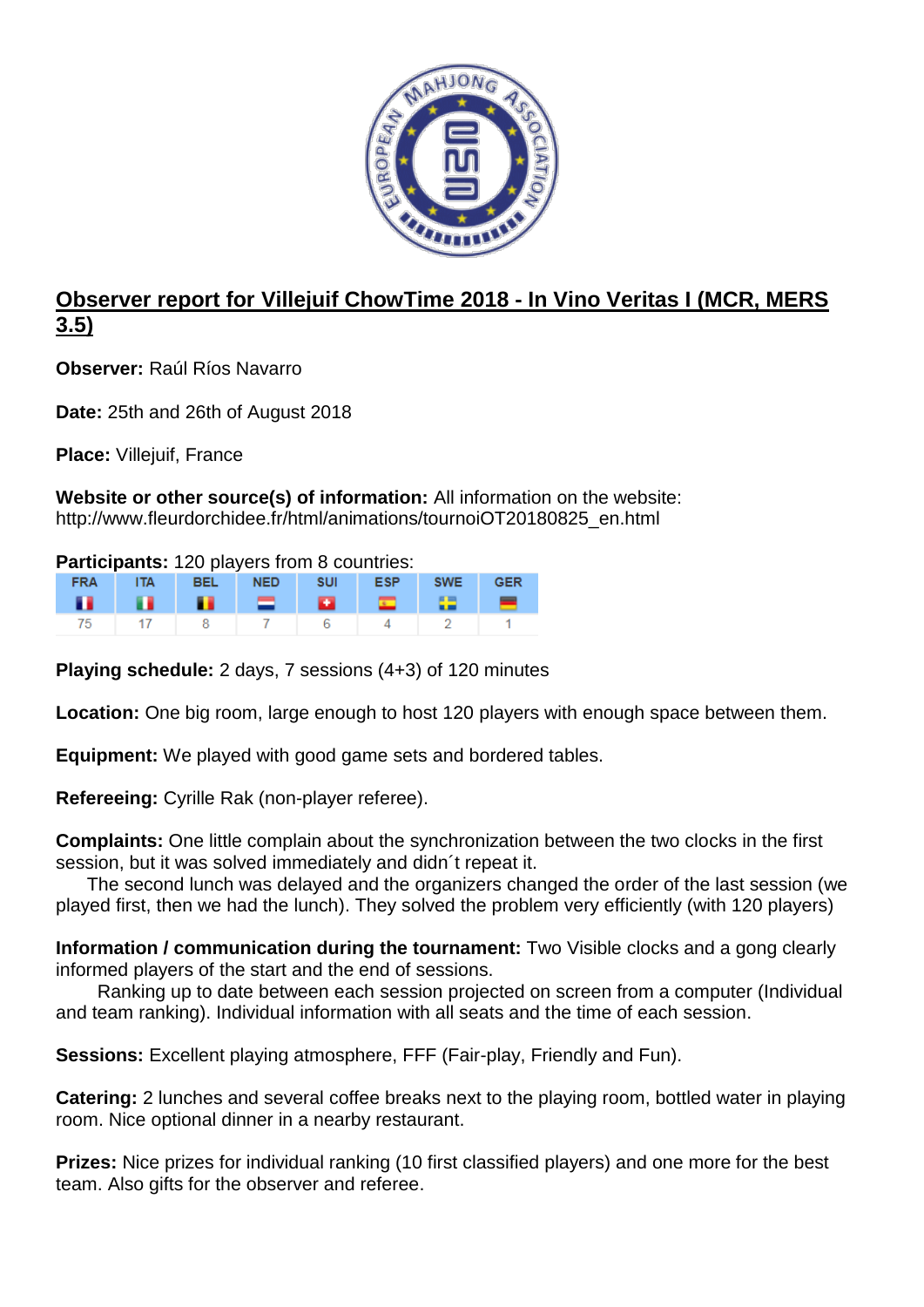## Observer report for Villejuif ChowTime 2018 - In Vino Veritas I (MCR, MERS 3.5)

**Observer:** Raúl Ríos Navarro

**Date:** 25th and 26th of August 2018

**Place:** Villejuif, France

**Website or other source(s) of information:** All information on the website: http://www.fleurdorchidee.fr/html/animations/tournoiOT20180825_en.html

**Participants:** 120 players from 8 countries:

| FRA | ITA | BEL | NED | SUI | ESP | SWE | GER |
|---|---|---|---|---|---|---|---|
| 75 | 17 | 8 | 7 | 6 | 4 | 2 | 1 |

**Playing schedule:** 2 days, 7 sessions (4+3) of 120 minutes

**Location:** One big room, large enough to host 120 players with enough space between them.

**Equipment:** We played with good game sets and bordered tables.

**Refereeing:** Cyrille Rak (non-player referee).

**Complaints:** One little complain about the synchronization between the two clocks in the first session, but it was solved immediately and didn´t repeat it.

The second lunch was delayed and the organizers changed the order of the last session (we played first, then we had the lunch). They solved the problem very efficiently (with 120 players)

**Information / communication during the tournament:** Two Visible clocks and a gong clearly informed players of the start and the end of sessions.

Ranking up to date between each session projected on screen from a computer (Individual and team ranking). Individual information with all seats and the time of each session.

**Sessions:** Excellent playing atmosphere, FFF (Fair-play, Friendly and Fun).

**Catering:** 2 lunches and several coffee breaks next to the playing room, bottled water in playing room. Nice optional dinner in a nearby restaurant.

**Prizes:** Nice prizes for individual ranking (10 first classified players) and one more for the best team. Also gifts for the observer and referee.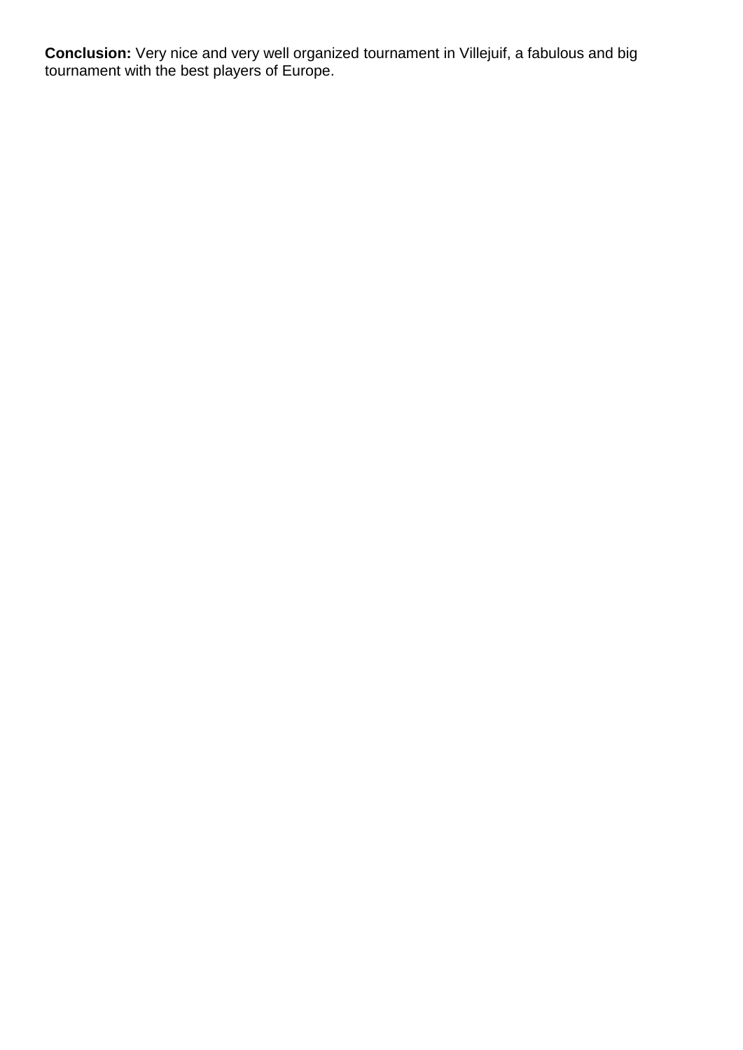**Conclusion:** Very nice and very well organized tournament in Villejuif, a fabulous and big tournament with the best players of Europe.